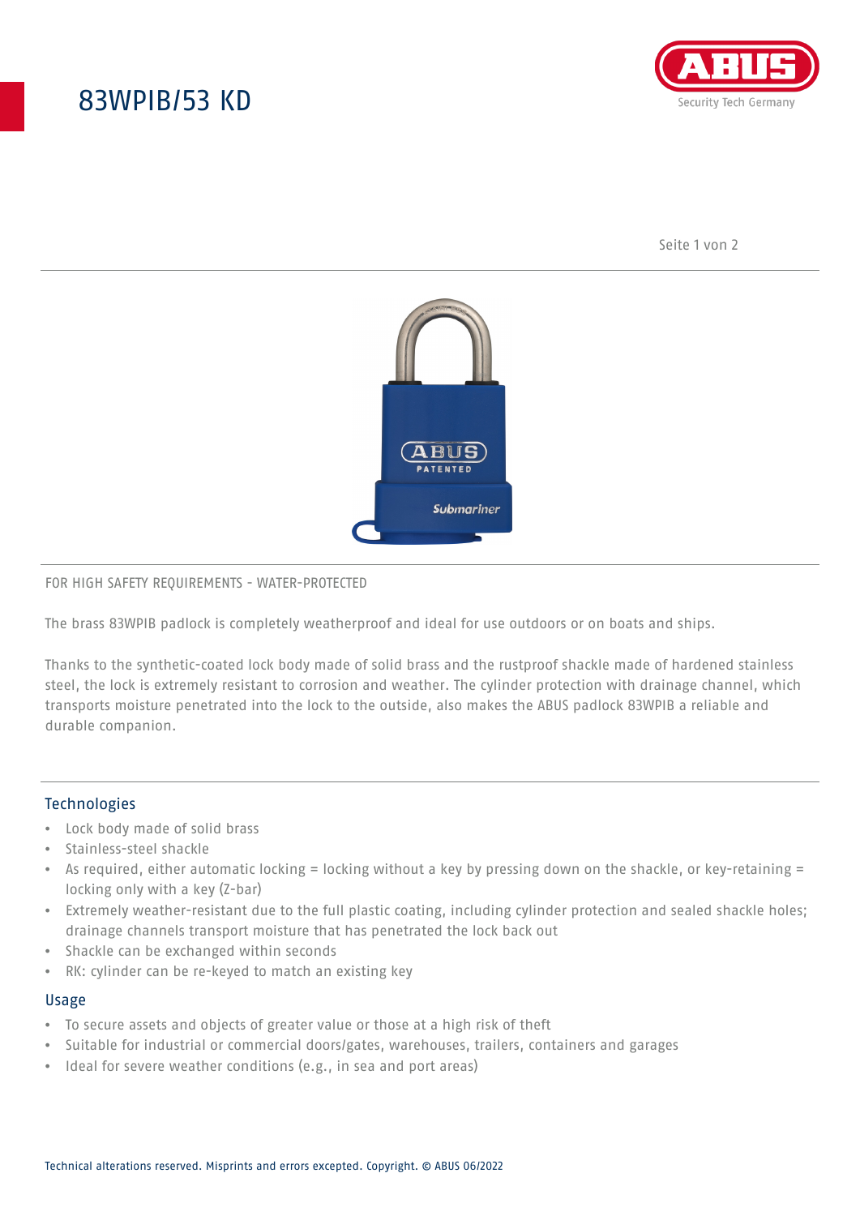# 83WPIB/53 KD

FOR HIGH SAFETY REQUIREMENTS - WATER-PROTECTED

The brass 83WPIB padlock is completely weatherproof and ideal for use outdoors or on boats and ships.

Thanks to the synthetic-coated lock body made of solid brass and the rustproof shackle made of hardened stainless steel, the lock is extremely resistant to corrosion and weather. The cylinder protection with drainage channel, which transports moisture penetrated into the lock to the outside, also makes the ABUS padlock 83WPIB a reliable and durable companion.

## Technologies

- Lock body made of solid brass
- Stainless-steel shackle
- As required, either automatic locking = locking without a key by pressing down on the shackle, or key-retaining = locking only with a key (Z-bar)
- Extremely weather-resistant due to the full plastic coating, including cylinder protection and sealed shackle holes; drainage channels transport moisture that has penetrated the lock back out
- Shackle can be exchanged within seconds
- RK: cylinder can be re-keyed to match an existing key

## Usage

- To secure assets and objects of greater value or those at a high risk of theft
- Suitable for industrial or commercial doors/gates, warehouses, trailers, containers and garages
- Ideal for severe weather conditions (e.g., in sea and port areas)

Technical alterations reserved. Misprints and errors excepted. Copyright. © ABUS 06/2022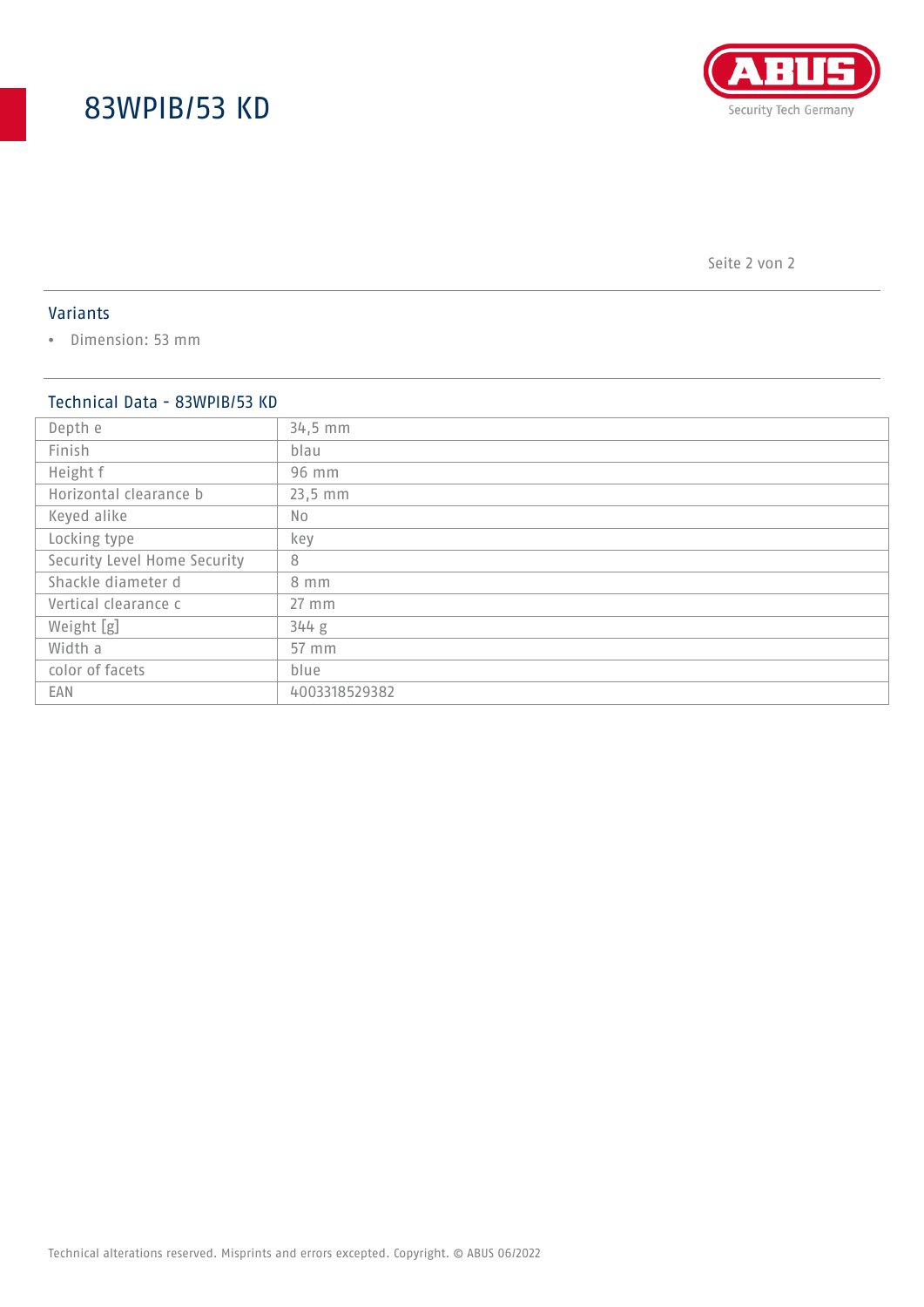# 83WPIB/53 KD

## Variants

- Dimension: 53 mm

## Technical Data - 83WPIB/53 KD

| | |
|---|---|
| Depth e | 34,5 mm |
| Finish | blau |
| Height f | 96 mm |
| Horizontal clearance b | 23,5 mm |
| Keyed alike | No |
| Locking type | key |
| Security Level Home Security | 8 |
| Shackle diameter d | 8 mm |
| Vertical clearance c | 27 mm |
| Weight [g] | 344 g |
| Width a | 57 mm |
| color of facets | blue |
| EAN | 4003318529382 |

Technical alterations reserved. Misprints and errors excepted. Copyright. © ABUS 06/2022